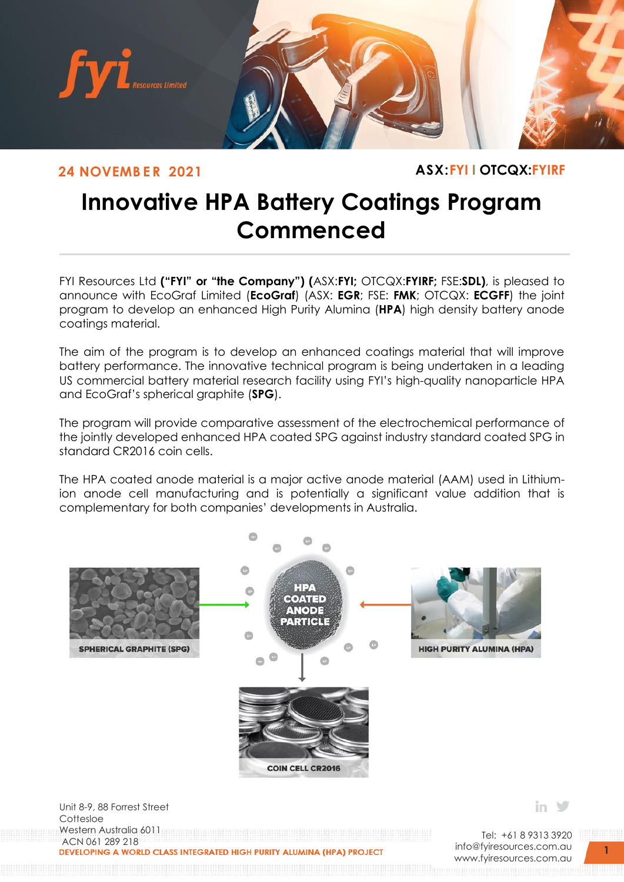24 NOVEMBER 2021

ASX:FYI | OTCQX:FYIRF

# Innovative HPA Battery Coatings Program Commenced

FYI Resources Ltd **("FYI" or "the Company") (**ASX:**FYI;** OTCQX:**FYIRF;** FSE:**SDL)**, is pleased to announce with EcoGraf Limited (**EcoGraf**) (ASX: **EGR**; FSE: **FMK**; OTCQX: **ECGFF**) the joint program to develop an enhanced High Purity Alumina (**HPA**) high density battery anode coatings material.

The aim of the program is to develop an enhanced coatings material that will improve battery performance. The innovative technical program is being undertaken in a leading US commercial battery material research facility using FYI's high-quality nanoparticle HPA and EcoGraf's spherical graphite (**SPG**).

The program will provide comparative assessment of the electrochemical performance of the jointly developed enhanced HPA coated SPG against industry standard coated SPG in standard CR2016 coin cells.

The HPA coated anode material is a major active anode material (AAM) used in Lithium-ion anode cell manufacturing and is potentially a significant value addition that is complementary for both companies' developments in Australia.

SPHERICAL GRAPHITE (SPG)

HPA COATED ANODE PARTICLE

HIGH PURITY ALUMINA (HPA)

COIN CELL CR2016

Unit 8-9, 88 Forrest Street
Cottesloe
Western Australia 6011
ACN 061 289 218

DEVELOPING A WORLD CLASS INTEGRATED HIGH PURITY ALUMINA (HPA) PROJECT

Tel: +61 8 9313 3920
info@fyiresources.com.au
www.fyiresources.com.au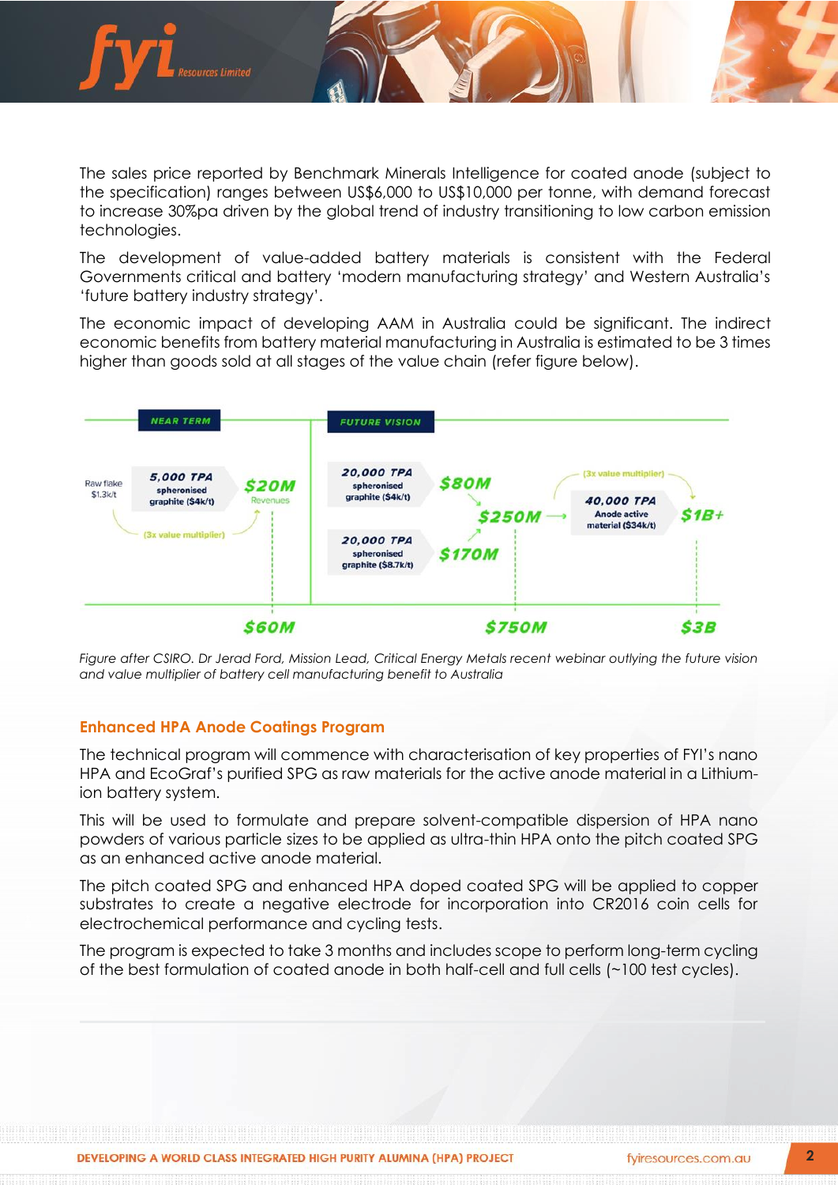The sales price reported by Benchmark Minerals Intelligence for coated anode (subject to the specification) ranges between US$6,000 to US$10,000 per tonne, with demand forecast to increase 30%pa driven by the global trend of industry transitioning to low carbon emission technologies.

The development of value-added battery materials is consistent with the Federal Governments critical and battery 'modern manufacturing strategy' and Western Australia's 'future battery industry strategy'.

The economic impact of developing AAM in Australia could be significant. The indirect economic benefits from battery material manufacturing in Australia is estimated to be 3 times higher than goods sold at all stages of the value chain (refer figure below).

NEAR TERM

Raw flake $1.3k/t → 5,000 TPA spheronised graphite ($4k/t) → $20M Revenues (3x value multiplier) → $60M

FUTURE VISION

20,000 TPA spheronised graphite ($4k/t) → $80M

20,000 TPA spheronised graphite ($8.7k/t) → $170M

$250M → 40,000 TPA Anode active material ($34k/t) → $1B+ (3x value multiplier)

$750M

$3B

*Figure after CSIRO. Dr Jerad Ford, Mission Lead, Critical Energy Metals recent webinar outlying the future vision and value multiplier of battery cell manufacturing benefit to Australia*

### Enhanced HPA Anode Coatings Program

The technical program will commence with characterisation of key properties of FYI's nano HPA and EcoGraf's purified SPG as raw materials for the active anode material in a Lithium-ion battery system.

This will be used to formulate and prepare solvent-compatible dispersion of HPA nano powders of various particle sizes to be applied as ultra-thin HPA onto the pitch coated SPG as an enhanced active anode material.

The pitch coated SPG and enhanced HPA doped coated SPG will be applied to copper substrates to create a negative electrode for incorporation into CR2016 coin cells for electrochemical performance and cycling tests.

The program is expected to take 3 months and includes scope to perform long-term cycling of the best formulation of coated anode in both half-cell and full cells (~100 test cycles).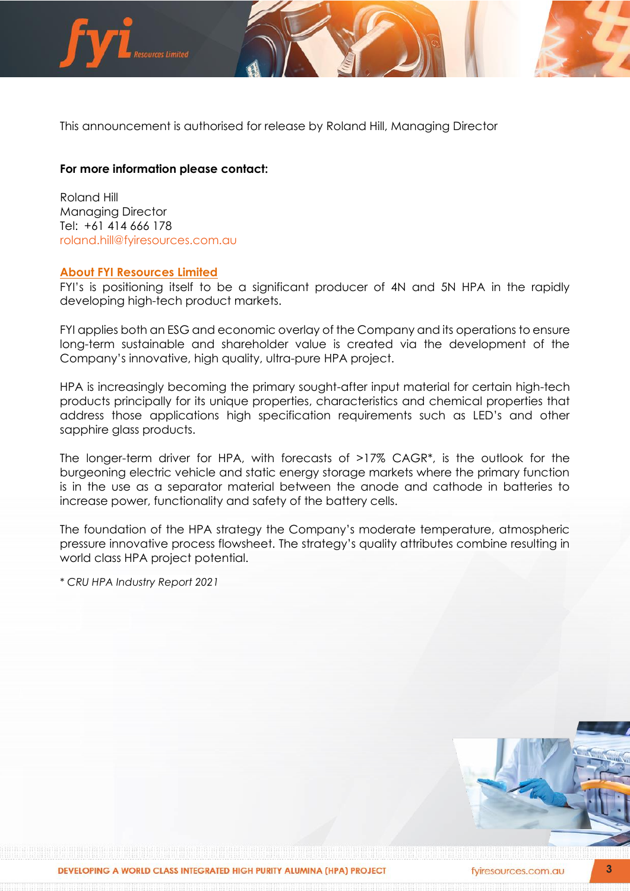This announcement is authorised for release by Roland Hill, Managing Director

**For more information please contact:**

Roland Hill
Managing Director
Tel: +61 414 666 178
roland.hill@fyiresources.com.au

**About FYI Resources Limited**

FYI's is positioning itself to be a significant producer of 4N and 5N HPA in the rapidly developing high-tech product markets.

FYI applies both an ESG and economic overlay of the Company and its operations to ensure long-term sustainable and shareholder value is created via the development of the Company's innovative, high quality, ultra-pure HPA project.

HPA is increasingly becoming the primary sought-after input material for certain high-tech products principally for its unique properties, characteristics and chemical properties that address those applications high specification requirements such as LED's and other sapphire glass products.

The longer-term driver for HPA, with forecasts of >17% CAGR*, is the outlook for the burgeoning electric vehicle and static energy storage markets where the primary function is in the use as a separator material between the anode and cathode in batteries to increase power, functionality and safety of the battery cells.

The foundation of the HPA strategy the Company's moderate temperature, atmospheric pressure innovative process flowsheet. The strategy's quality attributes combine resulting in world class HPA project potential.

*\* CRU HPA Industry Report 2021*